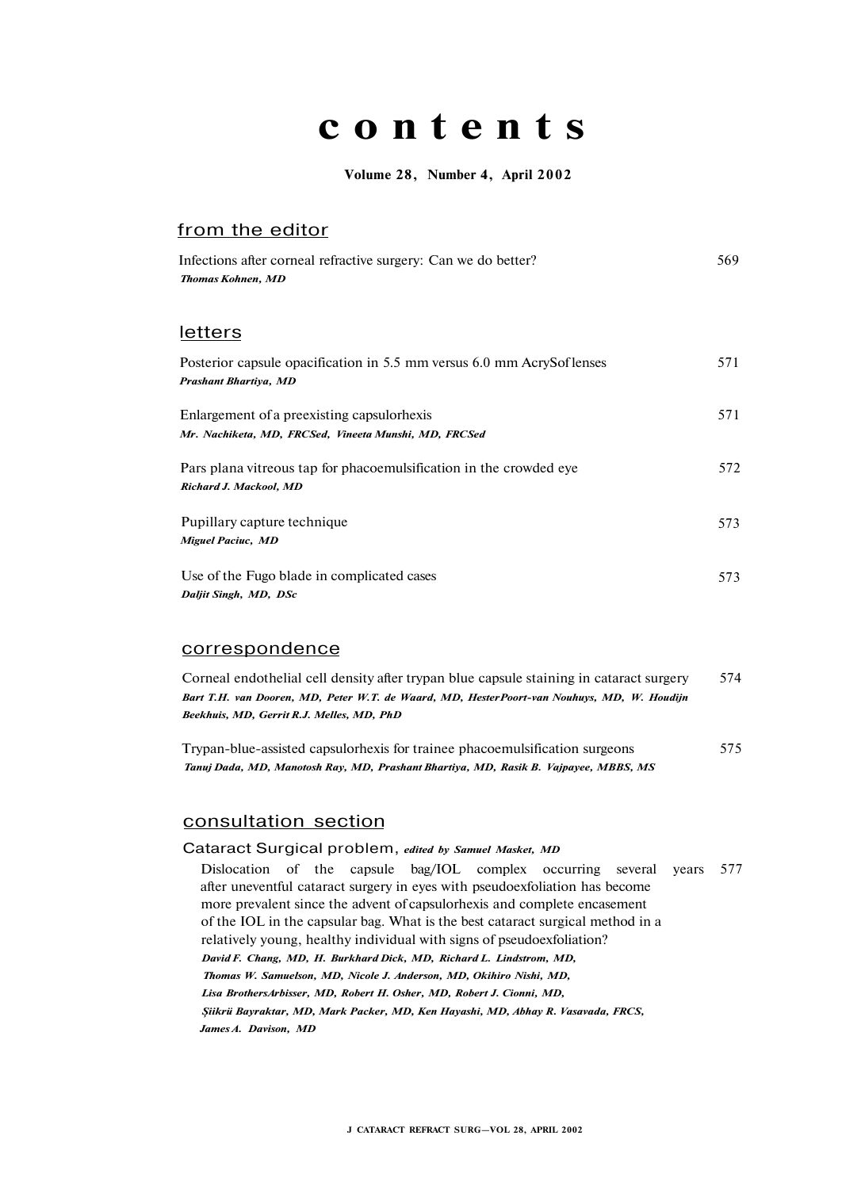# contents

**Volume 28, Number 4, April 2002**

## from the editor

Infections after corneal refractive surgery: Can we do better? 569
***Thomas Kohnen, MD***

## letters

Posterior capsule opacification in 5.5 mm versus 6.0 mm AcrySof lenses 571
***Prashant Bhartiya, MD***

Enlargement of a preexisting capsulorhexis 571
***Mr. Nachiketa, MD, FRCSed, Vineeta Munshi, MD, FRCSed***

Pars plana vitreous tap for phacoemulsification in the crowded eye 572
***Richard J. Mackool, MD***

Pupillary capture technique 573
***Miguel Paciuc, MD***

Use of the Fugo blade in complicated cases 573
***Daljit Singh, MD, DSc***

## correspondence

Corneal endothelial cell density after trypan blue capsule staining in cataract surgery 574
***Bart T.H. van Dooren, MD, Peter W.T. de Waard, MD, Hester Poort-van Nouhuys, MD, W. Houdijn Beekhuis, MD, Gerrit R.J. Melles, MD, PhD***

Trypan-blue-assisted capsulorhexis for trainee phacoemulsification surgeons 575
***Tanuj Dada, MD, Manotosh Ray, MD, Prashant Bhartiya, MD, Rasik B. Vajpayee, MBBS, MS***

## consultation section

### Cataract Surgical problem, *edited by Samuel Masket, MD*

Dislocation of the capsule bag/IOL complex occurring several years after uneventful cataract surgery in eyes with pseudoexfoliation has become more prevalent since the advent of capsulorhexis and complete encasement of the IOL in the capsular bag. What is the best cataract surgical method in a relatively young, healthy individual with signs of pseudoexfoliation? 577
***David F. Chang, MD, H. Burkhard Dick, MD, Richard L. Lindstrom, MD, Thomas W. Samuelson, MD, Nicole J. Anderson, MD, Okihiro Nishi, MD, Lisa Brothers Arbisser, MD, Robert H. Osher, MD, Robert J. Cionni, MD, Şükrü Bayraktar, MD, Mark Packer, MD, Ken Hayashi, MD, Abhay R. Vasavada, FRCS, James A. Davison, MD***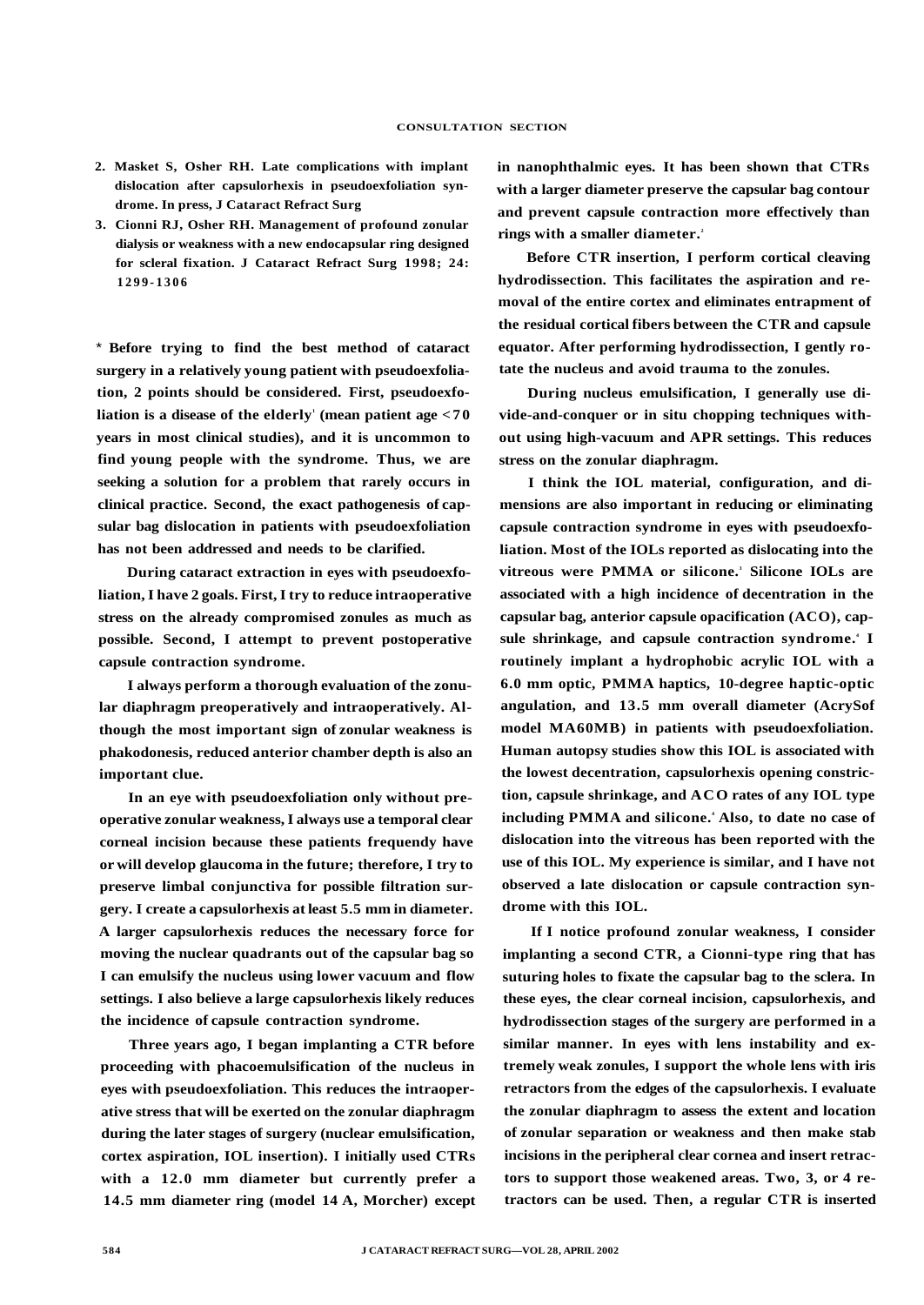2. Masket S, Osher RH. Late complications with implant dislocation after capsulorhexis in pseudoexfoliation syndrome. In press, J Cataract Refract Surg
3. Cionni RJ, Osher RH. Management of profound zonular dialysis or weakness with a new endocapsular ring designed for scleral fixation. J Cataract Refract Surg 1998; 24: 1299-1306

* Before trying to find the best method of cataract surgery in a relatively young patient with pseudoexfoliation, 2 points should be considered. First, pseudoexfoliation is a disease of the elderly[1] (mean patient age <70 years in most clinical studies), and it is uncommon to find young people with the syndrome. Thus, we are seeking a solution for a problem that rarely occurs in clinical practice. Second, the exact pathogenesis of capsular bag dislocation in patients with pseudoexfoliation has not been addressed and needs to be clarified.

During cataract extraction in eyes with pseudoexfoliation, I have 2 goals. First, I try to reduce intraoperative stress on the already compromised zonules as much as possible. Second, I attempt to prevent postoperative capsule contraction syndrome.

I always perform a thorough evaluation of the zonular diaphragm preoperatively and intraoperatively. Although the most important sign of zonular weakness is phakodonesis, reduced anterior chamber depth is also an important clue.

In an eye with pseudoexfoliation only without preoperative zonular weakness, I always use a temporal clear corneal incision because these patients frequendy have or will develop glaucoma in the future; therefore, I try to preserve limbal conjunctiva for possible filtration surgery. I create a capsulorhexis at least 5.5 mm in diameter. A larger capsulorhexis reduces the necessary force for moving the nuclear quadrants out of the capsular bag so I can emulsify the nucleus using lower vacuum and flow settings. I also believe a large capsulorhexis likely reduces the incidence of capsule contraction syndrome.

Three years ago, I began implanting a CTR before proceeding with phacoemulsification of the nucleus in eyes with pseudoexfoliation. This reduces the intraoperative stress that will be exerted on the zonular diaphragm during the later stages of surgery (nuclear emulsification, cortex aspiration, IOL insertion). I initially used CTRs with a 12.0 mm diameter but currently prefer a 14.5 mm diameter ring (model 14 A, Morcher) except in nanophthalmic eyes. It has been shown that CTRs with a larger diameter preserve the capsular bag contour and prevent capsule contraction more effectively than rings with a smaller diameter.[2]

Before CTR insertion, I perform cortical cleaving hydrodissection. This facilitates the aspiration and removal of the entire cortex and eliminates entrapment of the residual cortical fibers between the CTR and capsule equator. After performing hydrodissection, I gently rotate the nucleus and avoid trauma to the zonules.

During nucleus emulsification, I generally use divide-and-conquer or in situ chopping techniques without using high-vacuum and APR settings. This reduces stress on the zonular diaphragm.

I think the IOL material, configuration, and dimensions are also important in reducing or eliminating capsule contraction syndrome in eyes with pseudoexfoliation. Most of the IOLs reported as dislocating into the vitreous were PMMA or silicone.[3] Silicone IOLs are associated with a high incidence of decentration in the capsular bag, anterior capsule opacification (ACO), capsule shrinkage, and capsule contraction syndrome.[4] I routinely implant a hydrophobic acrylic IOL with a 6.0 mm optic, PMMA haptics, 10-degree haptic-optic angulation, and 13.5 mm overall diameter (AcrySof model MA60MB) in patients with pseudoexfoliation. Human autopsy studies show this IOL is associated with the lowest decentration, capsulorhexis opening constriction, capsule shrinkage, and ACO rates of any IOL type including PMMA and silicone.[4] Also, to date no case of dislocation into the vitreous has been reported with the use of this IOL. My experience is similar, and I have not observed a late dislocation or capsule contraction syndrome with this IOL.

If I notice profound zonular weakness, I consider implanting a second CTR, a Cionni-type ring that has suturing holes to fixate the capsular bag to the sclera. In these eyes, the clear corneal incision, capsulorhexis, and hydrodissection stages of the surgery are performed in a similar manner. In eyes with lens instability and extremely weak zonules, I support the whole lens with iris retractors from the edges of the capsulorhexis. I evaluate the zonular diaphragm to assess the extent and location of zonular separation or weakness and then make stab incisions in the peripheral clear cornea and insert retractors to support those weakened areas. Two, 3, or 4 retractors can be used. Then, a regular CTR is inserted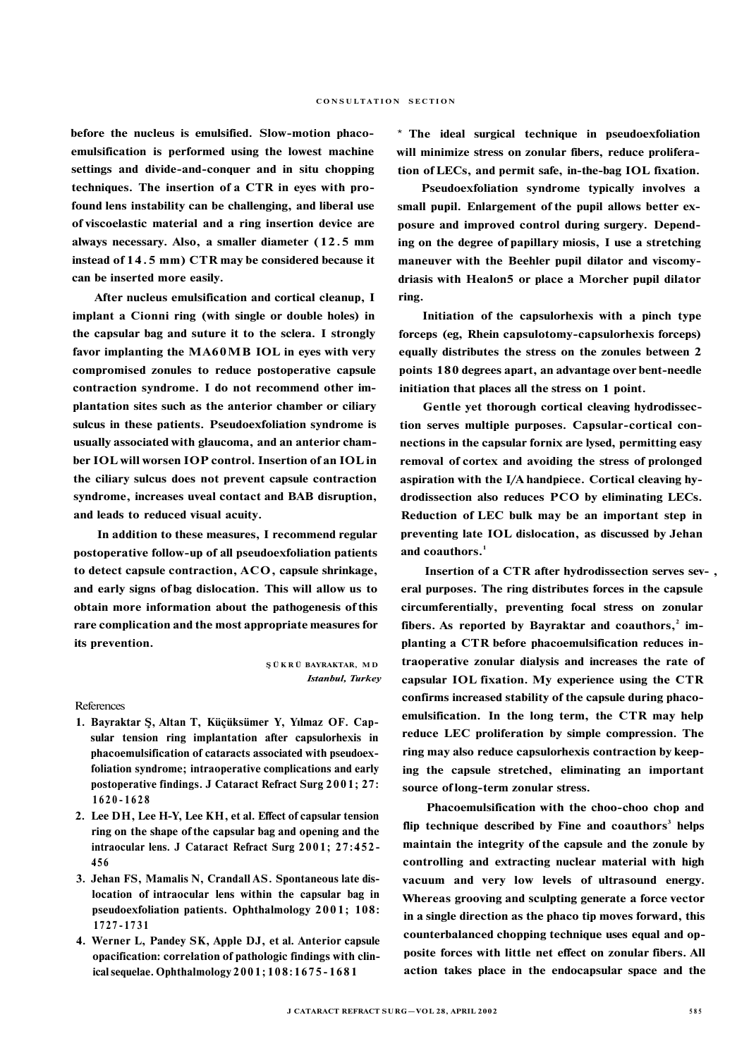before the nucleus is emulsified. Slow-motion phacoemulsification is performed using the lowest machine settings and divide-and-conquer and in situ chopping techniques. The insertion of a CTR in eyes with profound lens instability can be challenging, and liberal use of viscoelastic material and a ring insertion device are always necessary. Also, a smaller diameter (12.5 mm instead of 14.5 mm) CTR may be considered because it can be inserted more easily.

After nucleus emulsification and cortical cleanup, I implant a Cionni ring (with single or double holes) in the capsular bag and suture it to the sclera. I strongly favor implanting the MA60MB IOL in eyes with very compromised zonules to reduce postoperative capsule contraction syndrome. I do not recommend other implantation sites such as the anterior chamber or ciliary sulcus in these patients. Pseudoexfoliation syndrome is usually associated with glaucoma, and an anterior chamber IOL will worsen IOP control. Insertion of an IOL in the ciliary sulcus does not prevent capsule contraction syndrome, increases uveal contact and BAB disruption, and leads to reduced visual acuity.

In addition to these measures, I recommend regular postoperative follow-up of all pseudoexfoliation patients to detect capsule contraction, ACO, capsule shrinkage, and early signs of bag dislocation. This will allow us to obtain more information about the pathogenesis of this rare complication and the most appropriate measures for its prevention.

ŞÜKRÜ BAYRAKTAR, MD
*Istanbul, Turkey*

References

1. Bayraktar Ş, Altan T, Küçüksümer Y, Yılmaz OF. Capsular tension ring implantation after capsulorhexis in phacoemulsification of cataracts associated with pseudoexfoliation syndrome; intraoperative complications and early postoperative findings. J Cataract Refract Surg 2001; 27: 1620-1628
2. Lee DH, Lee H-Y, Lee KH, et al. Effect of capsular tension ring on the shape of the capsular bag and opening and the intraocular lens. J Cataract Refract Surg 2001; 27:452-456
3. Jehan FS, Mamalis N, Crandall AS. Spontaneous late dislocation of intraocular lens within the capsular bag in pseudoexfoliation patients. Ophthalmology 2001; 108: 1727-1731
4. Werner L, Pandey SK, Apple DJ, et al. Anterior capsule opacification: correlation of pathologic findings with clinical sequelae. Ophthalmology 2001;108:1675-1681

* The ideal surgical technique in pseudoexfoliation will minimize stress on zonular fibers, reduce proliferation of LECs, and permit safe, in-the-bag IOL fixation.

Pseudoexfoliation syndrome typically involves a small pupil. Enlargement of the pupil allows better exposure and improved control during surgery. Depending on the degree of papillary miosis, I use a stretching maneuver with the Beehler pupil dilator and viscomydriasis with Healon5 or place a Morcher pupil dilator ring.

Initiation of the capsulorhexis with a pinch type forceps (eg, Rhein capsulotomy-capsulorhexis forceps) equally distributes the stress on the zonules between 2 points 180 degrees apart, an advantage over bent-needle initiation that places all the stress on 1 point.

Gentle yet thorough cortical cleaving hydrodissection serves multiple purposes. Capsular-cortical connections in the capsular fornix are lysed, permitting easy removal of cortex and avoiding the stress of prolonged aspiration with the I/A handpiece. Cortical cleaving hydrodissection also reduces PCO by eliminating LECs. Reduction of LEC bulk may be an important step in preventing late IOL dislocation, as discussed by Jehan and coauthors.[1]

Insertion of a CTR after hydrodissection serves several purposes. The ring distributes forces in the capsule circumferentially, preventing focal stress on zonular fibers. As reported by Bayraktar and coauthors,[2] implanting a CTR before phacoemulsification reduces intraoperative zonular dialysis and increases the rate of capsular IOL fixation. My experience using the CTR confirms increased stability of the capsule during phacoemulsification. In the long term, the CTR may help reduce LEC proliferation by simple compression. The ring may also reduce capsulorhexis contraction by keeping the capsule stretched, eliminating an important source of long-term zonular stress.

Phacoemulsification with the choo-choo chop and flip technique described by Fine and coauthors[3] helps maintain the integrity of the capsule and the zonule by controlling and extracting nuclear material with high vacuum and very low levels of ultrasound energy. Whereas grooving and sculpting generate a force vector in a single direction as the phaco tip moves forward, this counterbalanced chopping technique uses equal and opposite forces with little net effect on zonular fibers. All action takes place in the endocapsular space and the